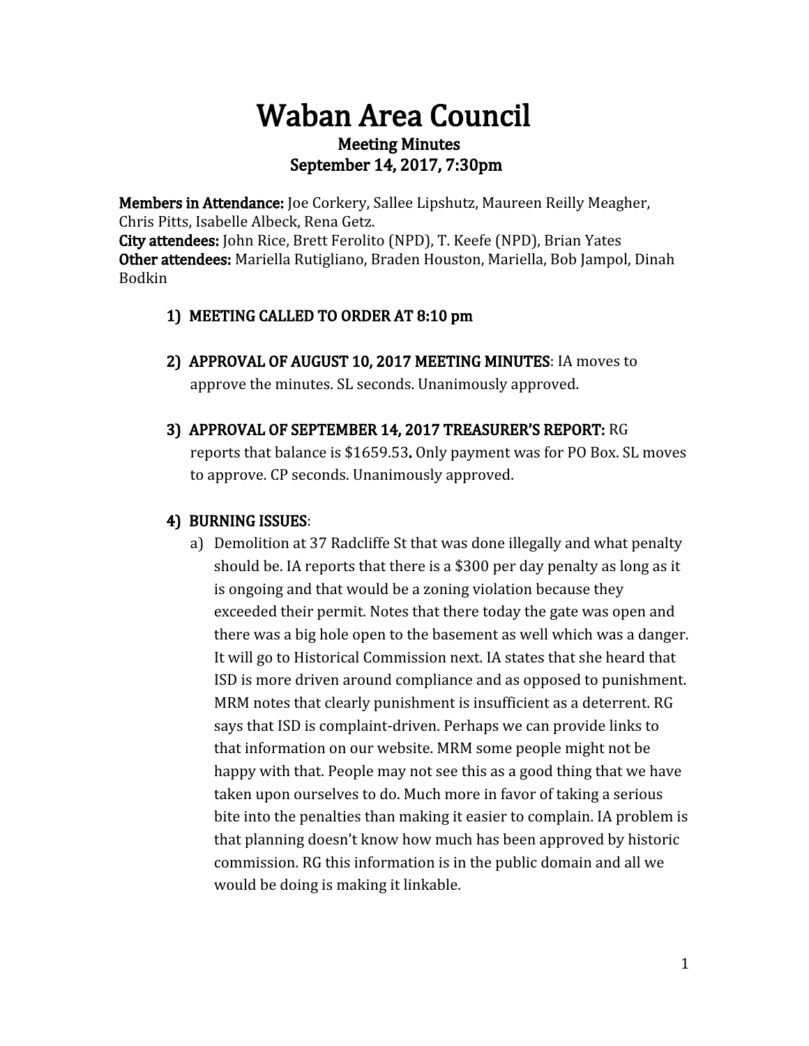# Waban Area Council

## Meeting Minutes
## September 14, 2017, 7:30pm

**Members in Attendance:** Joe Corkery, Sallee Lipshutz, Maureen Reilly Meagher, Chris Pitts, Isabelle Albeck, Rena Getz.
**City attendees:** John Rice, Brett Ferolito (NPD), T. Keefe (NPD), Brian Yates
**Other attendees:** Mariella Rutigliano, Braden Houston, Mariella, Bob Jampol, Dinah Bodkin

1) **MEETING CALLED TO ORDER AT 8:10 pm**

2) **APPROVAL OF AUGUST 10, 2017 MEETING MINUTES**: IA moves to approve the minutes. SL seconds. Unanimously approved.

3) **APPROVAL OF SEPTEMBER 14, 2017 TREASURER'S REPORT:** RG reports that balance is $1659.53**.** Only payment was for PO Box. SL moves to approve. CP seconds. Unanimously approved.

4) **BURNING ISSUES**:
   a) Demolition at 37 Radcliffe St that was done illegally and what penalty should be. IA reports that there is a $300 per day penalty as long as it is ongoing and that would be a zoning violation because they exceeded their permit. Notes that there today the gate was open and there was a big hole open to the basement as well which was a danger. It will go to Historical Commission next. IA states that she heard that ISD is more driven around compliance and as opposed to punishment. MRM notes that clearly punishment is insufficient as a deterrent. RG says that ISD is complaint-driven. Perhaps we can provide links to that information on our website. MRM some people might not be happy with that. People may not see this as a good thing that we have taken upon ourselves to do. Much more in favor of taking a serious bite into the penalties than making it easier to complain. IA problem is that planning doesn't know how much has been approved by historic commission. RG this information is in the public domain and all we would be doing is making it linkable.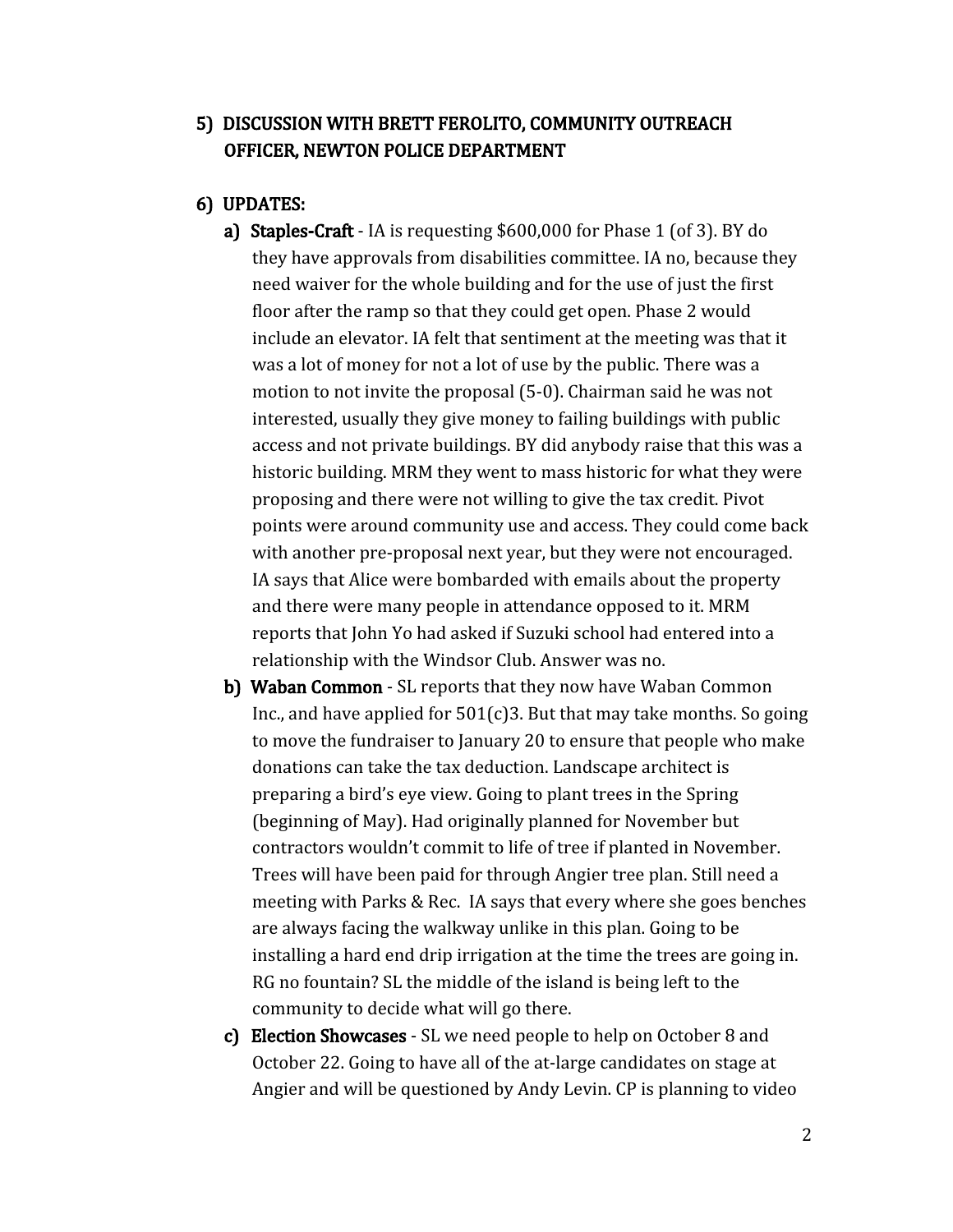5) **DISCUSSION WITH BRETT FEROLITO, COMMUNITY OUTREACH OFFICER, NEWTON POLICE DEPARTMENT**

6) **UPDATES:**

   a) **Staples-Craft** - IA is requesting $600,000 for Phase 1 (of 3). BY do they have approvals from disabilities committee. IA no, because they need waiver for the whole building and for the use of just the first floor after the ramp so that they could get open. Phase 2 would include an elevator. IA felt that sentiment at the meeting was that it was a lot of money for not a lot of use by the public. There was a motion to not invite the proposal (5-0). Chairman said he was not interested, usually they give money to failing buildings with public access and not private buildings. BY did anybody raise that this was a historic building. MRM they went to mass historic for what they were proposing and there were not willing to give the tax credit. Pivot points were around community use and access. They could come back with another pre-proposal next year, but they were not encouraged. IA says that Alice were bombarded with emails about the property and there were many people in attendance opposed to it. MRM reports that John Yo had asked if Suzuki school had entered into a relationship with the Windsor Club. Answer was no.

   b) **Waban Common** - SL reports that they now have Waban Common Inc., and have applied for 501(c)3. But that may take months. So going to move the fundraiser to January 20 to ensure that people who make donations can take the tax deduction. Landscape architect is preparing a bird's eye view. Going to plant trees in the Spring (beginning of May). Had originally planned for November but contractors wouldn't commit to life of tree if planted in November. Trees will have been paid for through Angier tree plan. Still need a meeting with Parks & Rec. IA says that every where she goes benches are always facing the walkway unlike in this plan. Going to be installing a hard end drip irrigation at the time the trees are going in. RG no fountain? SL the middle of the island is being left to the community to decide what will go there.

   c) **Election Showcases** - SL we need people to help on October 8 and October 22. Going to have all of the at-large candidates on stage at Angier and will be questioned by Andy Levin. CP is planning to video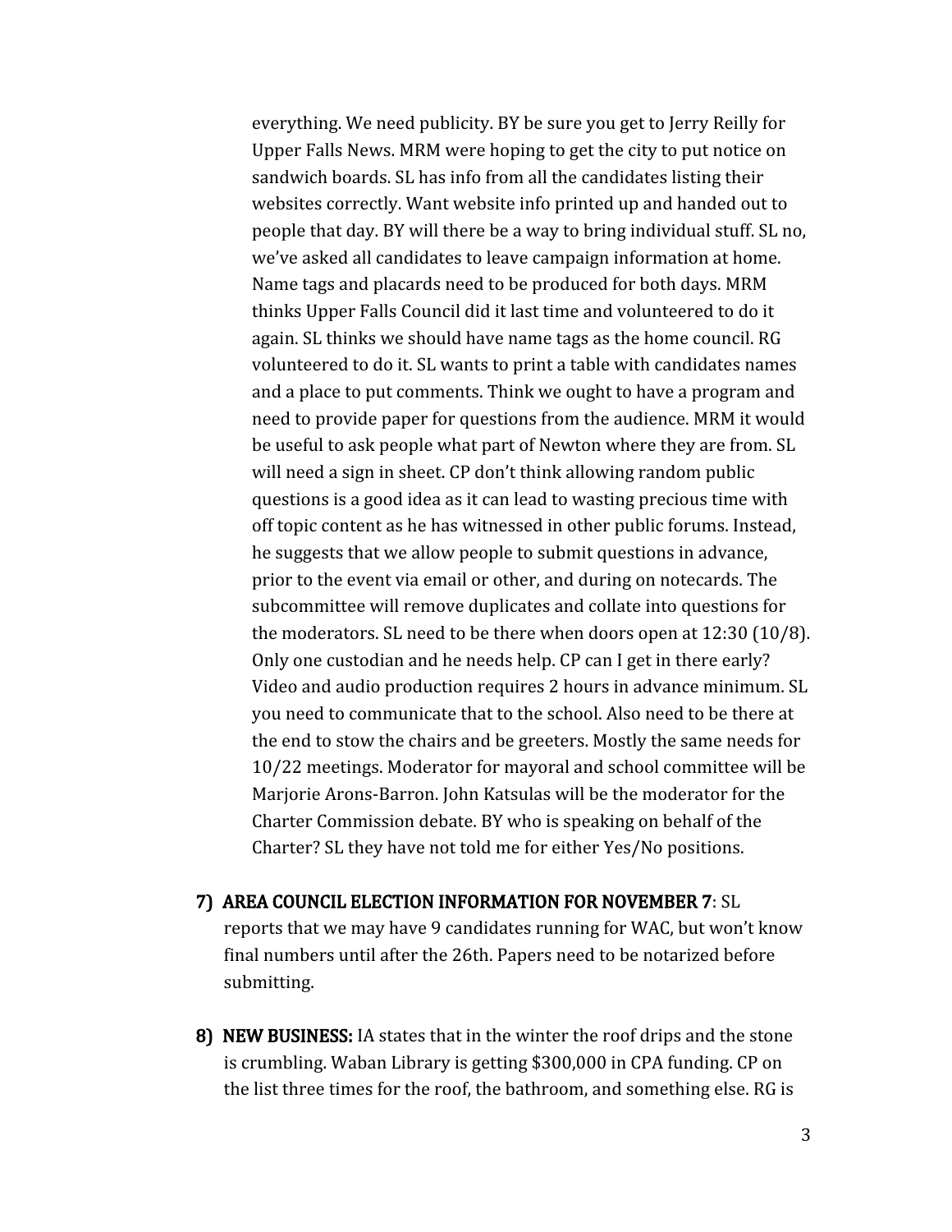everything. We need publicity. BY be sure you get to Jerry Reilly for Upper Falls News. MRM were hoping to get the city to put notice on sandwich boards. SL has info from all the candidates listing their websites correctly. Want website info printed up and handed out to people that day. BY will there be a way to bring individual stuff. SL no, we've asked all candidates to leave campaign information at home. Name tags and placards need to be produced for both days. MRM thinks Upper Falls Council did it last time and volunteered to do it again. SL thinks we should have name tags as the home council. RG volunteered to do it. SL wants to print a table with candidates names and a place to put comments. Think we ought to have a program and need to provide paper for questions from the audience. MRM it would be useful to ask people what part of Newton where they are from. SL will need a sign in sheet. CP don't think allowing random public questions is a good idea as it can lead to wasting precious time with off topic content as he has witnessed in other public forums. Instead, he suggests that we allow people to submit questions in advance, prior to the event via email or other, and during on notecards. The subcommittee will remove duplicates and collate into questions for the moderators. SL need to be there when doors open at 12:30 (10/8). Only one custodian and he needs help. CP can I get in there early? Video and audio production requires 2 hours in advance minimum. SL you need to communicate that to the school. Also need to be there at the end to stow the chairs and be greeters. Mostly the same needs for 10/22 meetings. Moderator for mayoral and school committee will be Marjorie Arons-Barron. John Katsulas will be the moderator for the Charter Commission debate. BY who is speaking on behalf of the Charter? SL they have not told me for either Yes/No positions.

7) **AREA COUNCIL ELECTION INFORMATION FOR NOVEMBER 7**: SL reports that we may have 9 candidates running for WAC, but won't know final numbers until after the 26th. Papers need to be notarized before submitting.

8) **NEW BUSINESS:** IA states that in the winter the roof drips and the stone is crumbling. Waban Library is getting $300,000 in CPA funding. CP on the list three times for the roof, the bathroom, and something else. RG is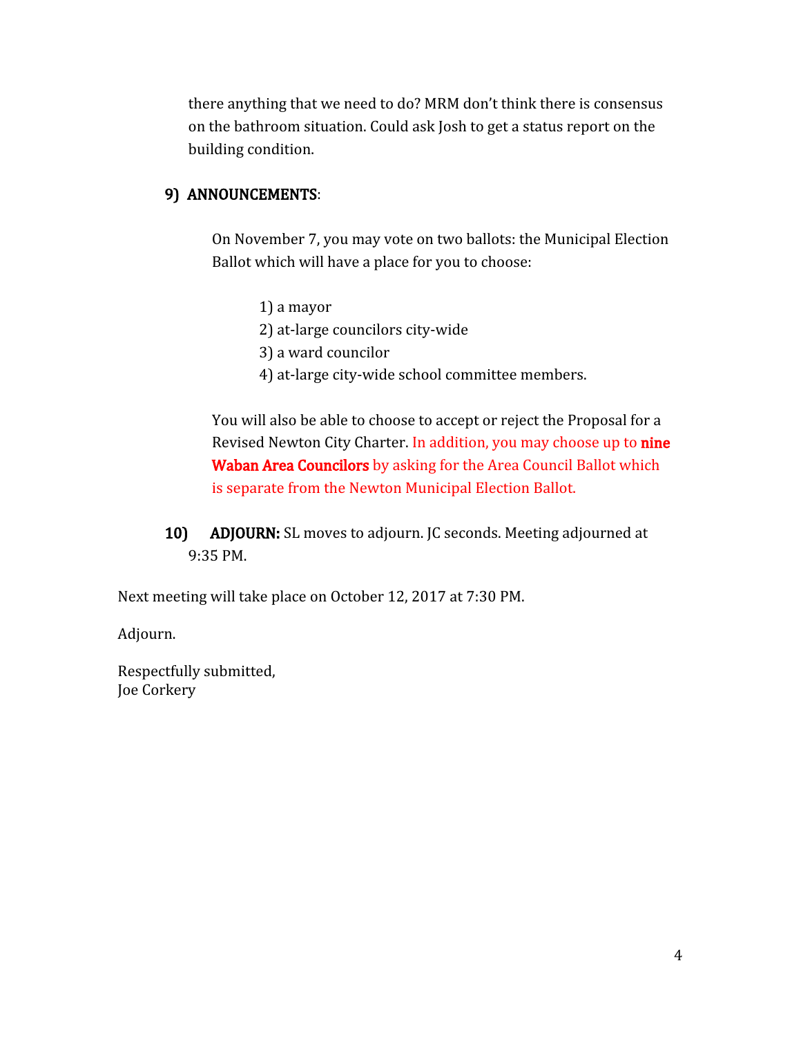there anything that we need to do? MRM don't think there is consensus on the bathroom situation. Could ask Josh to get a status report on the building condition.

**9) ANNOUNCEMENTS**:

On November 7, you may vote on two ballots: the Municipal Election Ballot which will have a place for you to choose:

1) a mayor
2) at-large councilors city-wide
3) a ward councilor
4) at-large city-wide school committee members.

You will also be able to choose to accept or reject the Proposal for a Revised Newton City Charter. In addition, you may choose up to **nine Waban Area Councilors** by asking for the Area Council Ballot which is separate from the Newton Municipal Election Ballot.

**10) ADJOURN:** SL moves to adjourn. JC seconds. Meeting adjourned at 9:35 PM.

Next meeting will take place on October 12, 2017 at 7:30 PM.

Adjourn.

Respectfully submitted,
Joe Corkery